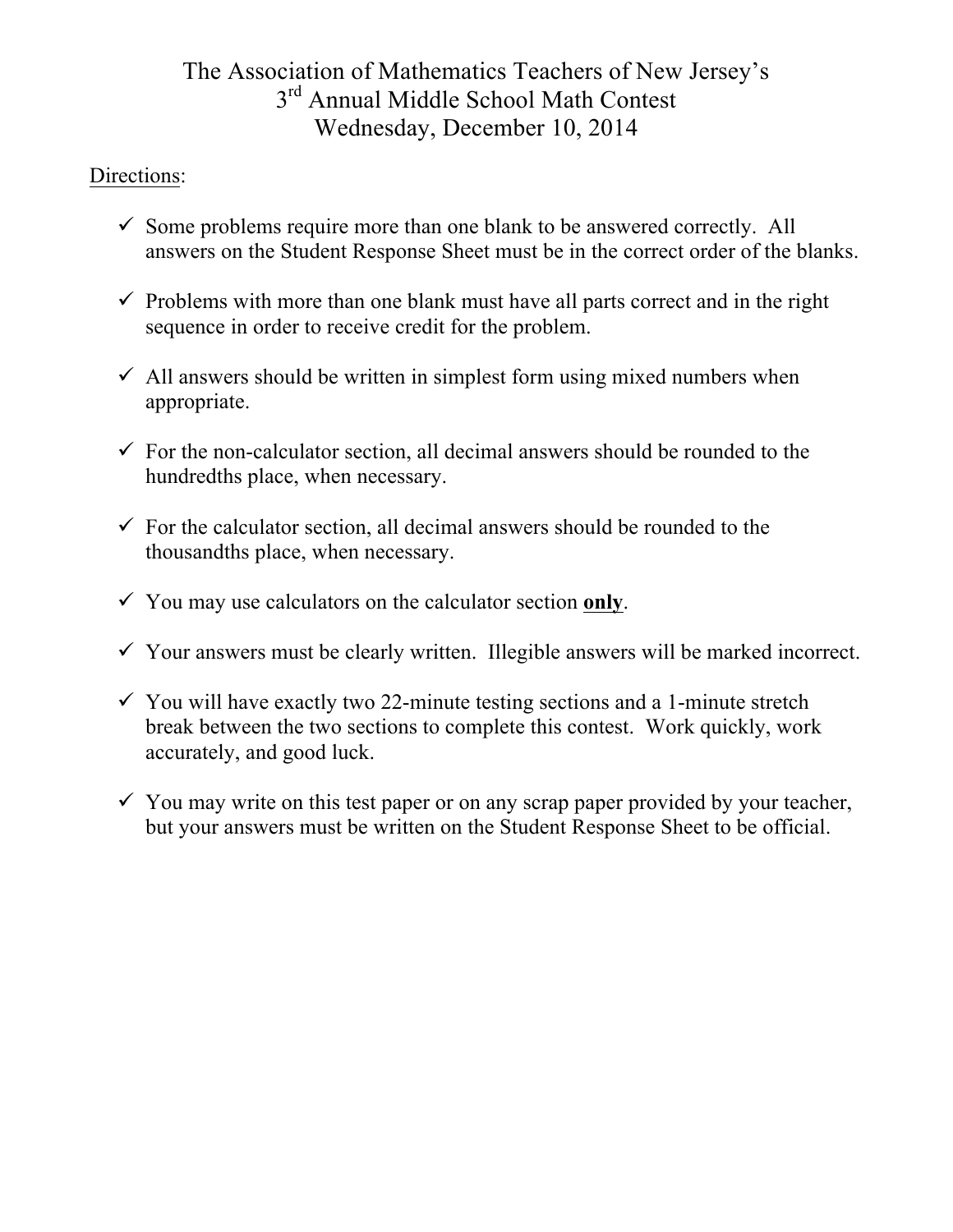# The Association of Mathematics Teachers of New Jersey's
# 3rd Annual Middle School Math Contest
# Wednesday, December 10, 2014

Directions:

- ✓ Some problems require more than one blank to be answered correctly. All answers on the Student Response Sheet must be in the correct order of the blanks.

- ✓ Problems with more than one blank must have all parts correct and in the right sequence in order to receive credit for the problem.

- ✓ All answers should be written in simplest form using mixed numbers when appropriate.

- ✓ For the non-calculator section, all decimal answers should be rounded to the hundredths place, when necessary.

- ✓ For the calculator section, all decimal answers should be rounded to the thousandths place, when necessary.

- ✓ You may use calculators on the calculator section **only**.

- ✓ Your answers must be clearly written. Illegible answers will be marked incorrect.

- ✓ You will have exactly two 22-minute testing sections and a 1-minute stretch break between the two sections to complete this contest. Work quickly, work accurately, and good luck.

- ✓ You may write on this test paper or on any scrap paper provided by your teacher, but your answers must be written on the Student Response Sheet to be official.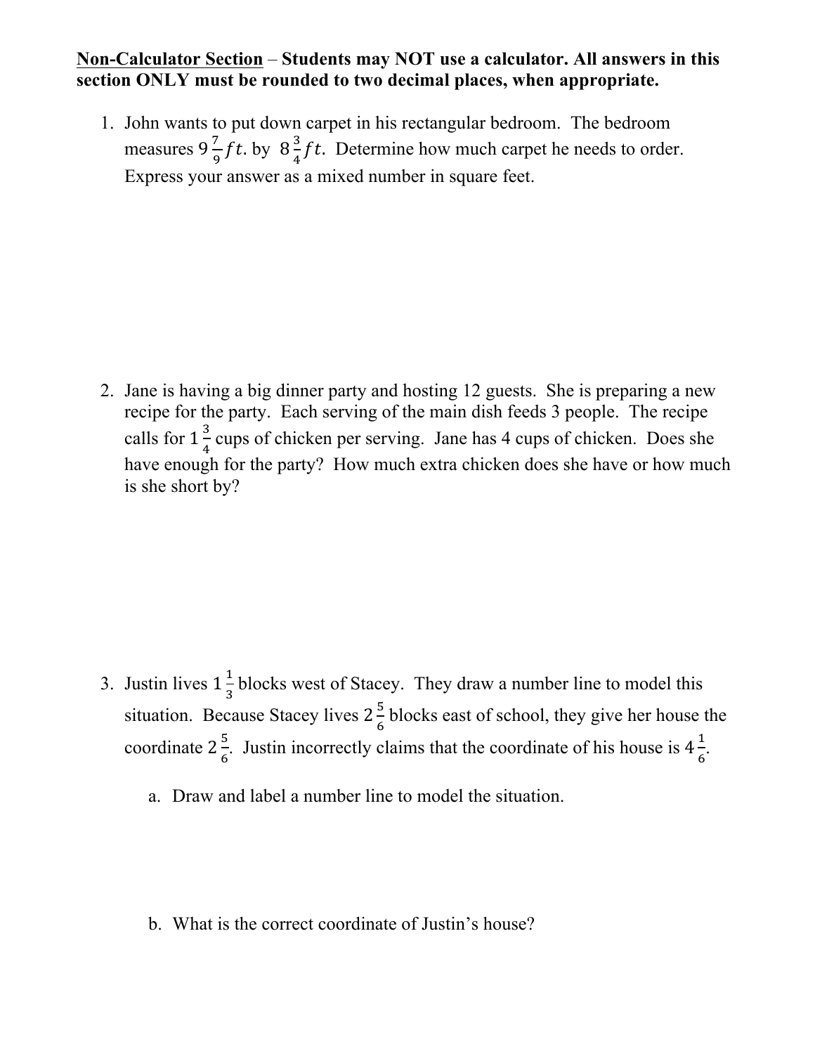**<u>Non-Calculator Section</u> – Students may NOT use a calculator. All answers in this section ONLY must be rounded to two decimal places, when appropriate.**

1. John wants to put down carpet in his rectangular bedroom. The bedroom measures $9\frac{7}{9}ft.$ by $8\frac{3}{4}ft.$ Determine how much carpet he needs to order. Express your answer as a mixed number in square feet.

2. Jane is having a big dinner party and hosting 12 guests. She is preparing a new recipe for the party. Each serving of the main dish feeds 3 people. The recipe calls for $1\frac{3}{4}$ cups of chicken per serving. Jane has 4 cups of chicken. Does she have enough for the party? How much extra chicken does she have or how much is she short by?

3. Justin lives $1\frac{1}{3}$ blocks west of Stacey. They draw a number line to model this situation. Because Stacey lives $2\frac{5}{6}$ blocks east of school, they give her house the coordinate $2\frac{5}{6}$. Justin incorrectly claims that the coordinate of his house is $4\frac{1}{6}$.

   a. Draw and label a number line to model the situation.

   b. What is the correct coordinate of Justin's house?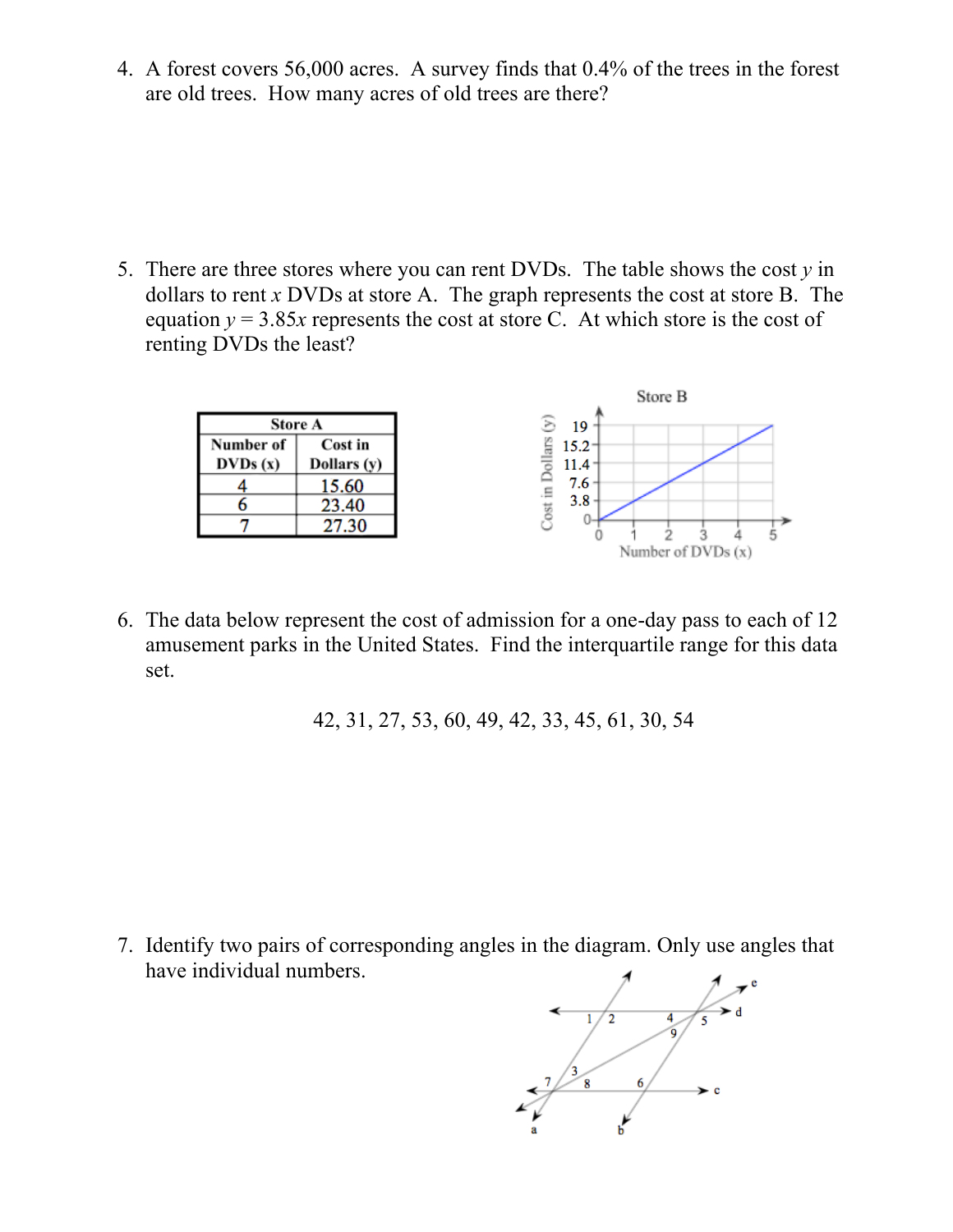4. A forest covers 56,000 acres. A survey finds that 0.4% of the trees in the forest are old trees. How many acres of old trees are there?

5. There are three stores where you can rent DVDs. The table shows the cost $y$ in dollars to rent $x$ DVDs at store A. The graph represents the cost at store B. The equation $y = 3.85x$ represents the cost at store C. At which store is the cost of renting DVDs the least?

| Store A | |
|---|---|
| Number of DVDs (x) | Cost in Dollars (y) |
| 4 | 15.60 |
| 6 | 23.40 |
| 7 | 27.30 |

6. The data below represent the cost of admission for a one-day pass to each of 12 amusement parks in the United States. Find the interquartile range for this data set.

42, 31, 27, 53, 60, 49, 42, 33, 45, 61, 30, 54

7. Identify two pairs of corresponding angles in the diagram. Only use angles that have individual numbers.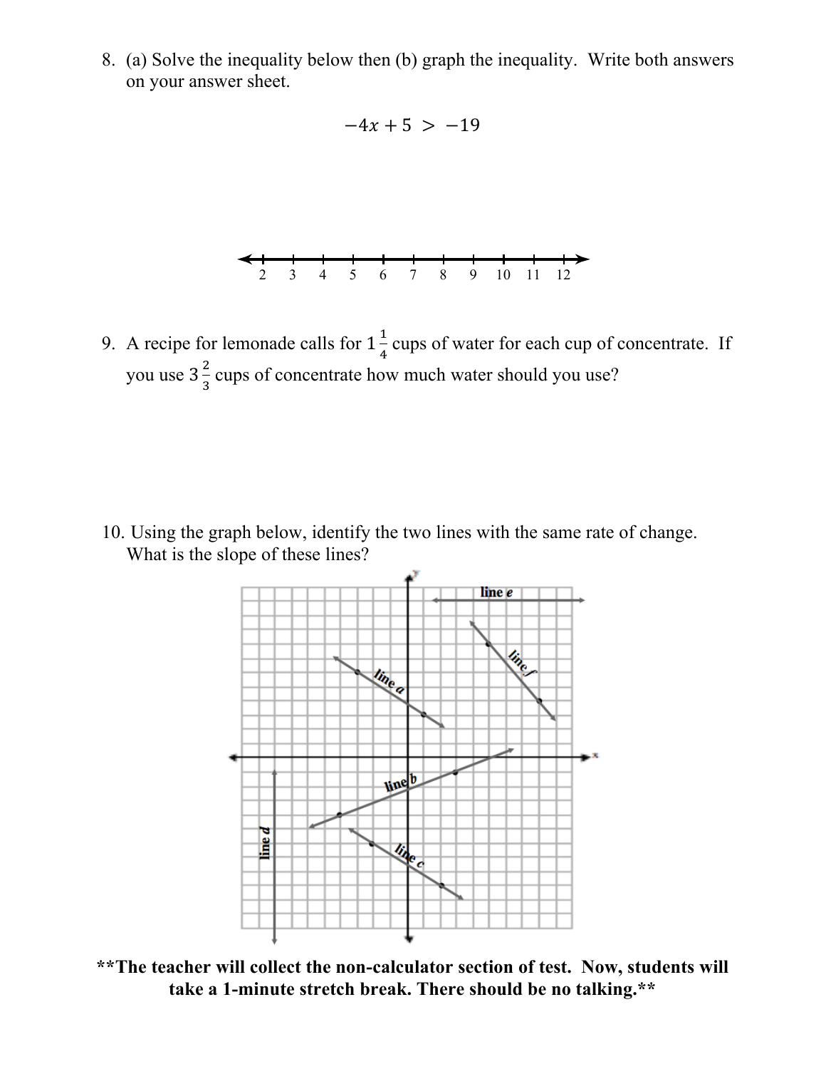8. (a) Solve the inequality below then (b) graph the inequality. Write both answers on your answer sheet.

$$-4x + 5 > -19$$

2 3 4 5 6 7 8 9 10 11 12

9. A recipe for lemonade calls for $1\frac{1}{4}$ cups of water for each cup of concentrate. If you use $3\frac{2}{3}$ cups of concentrate how much water should you use?

10. Using the graph below, identify the two lines with the same rate of change. What is the slope of these lines?

**\*\*The teacher will collect the non-calculator section of test. Now, students will take a 1-minute stretch break. There should be no talking.\*\***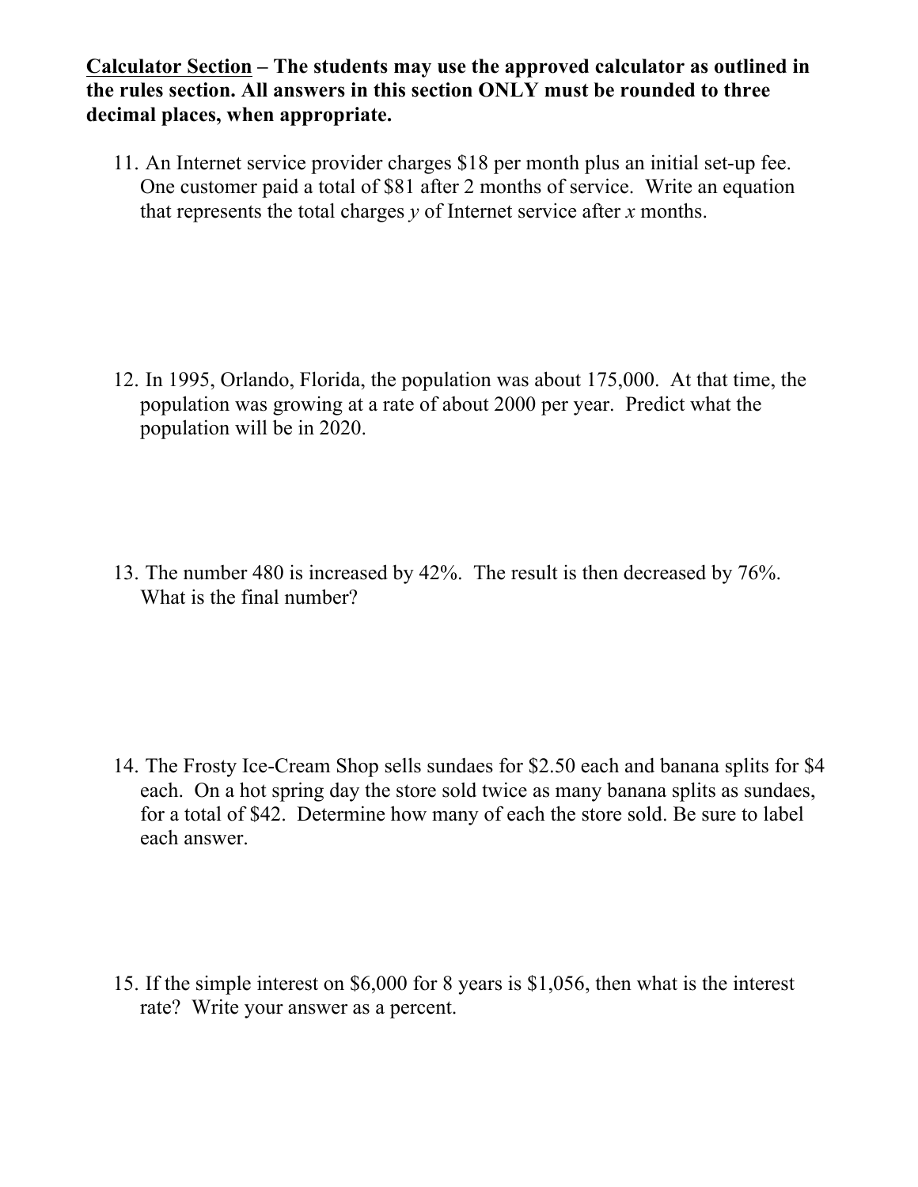<u>**Calculator Section**</u> **– The students may use the approved calculator as outlined in the rules section. All answers in this section ONLY must be rounded to three decimal places, when appropriate.**

11. An Internet service provider charges $18 per month plus an initial set-up fee. One customer paid a total of $81 after 2 months of service. Write an equation that represents the total charges *y* of Internet service after *x* months.

12. In 1995, Orlando, Florida, the population was about 175,000. At that time, the population was growing at a rate of about 2000 per year. Predict what the population will be in 2020.

13. The number 480 is increased by 42%. The result is then decreased by 76%. What is the final number?

14. The Frosty Ice-Cream Shop sells sundaes for $2.50 each and banana splits for $4 each. On a hot spring day the store sold twice as many banana splits as sundaes, for a total of $42. Determine how many of each the store sold. Be sure to label each answer.

15. If the simple interest on $6,000 for 8 years is $1,056, then what is the interest rate? Write your answer as a percent.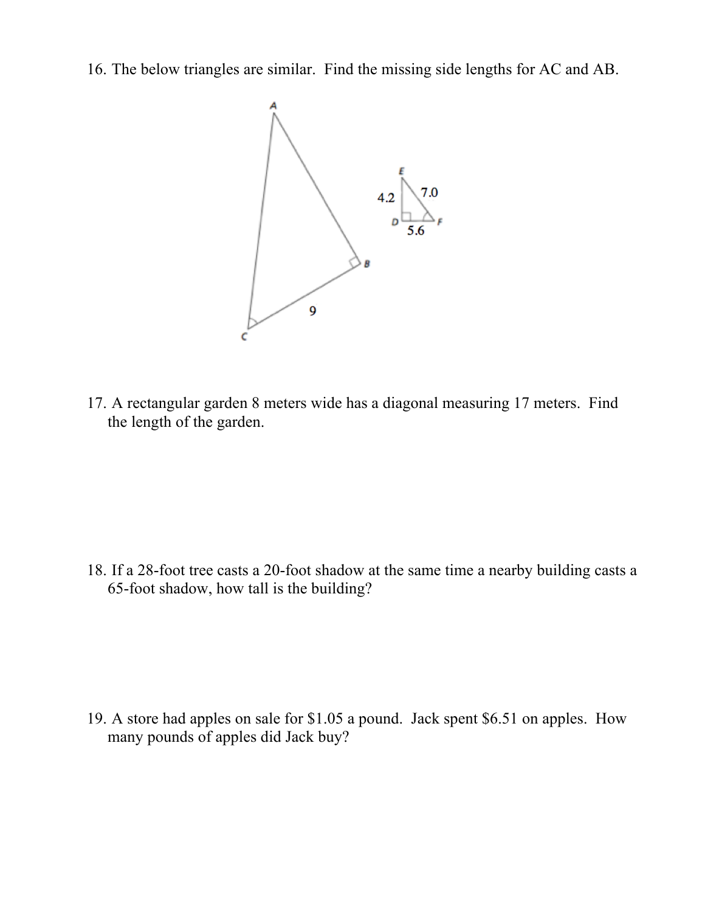16. The below triangles are similar. Find the missing side lengths for AC and AB.

A
E
4.2
7.0
D
5.6
F
B
9
C

17. A rectangular garden 8 meters wide has a diagonal measuring 17 meters. Find the length of the garden.

18. If a 28-foot tree casts a 20-foot shadow at the same time a nearby building casts a 65-foot shadow, how tall is the building?

19. A store had apples on sale for \$1.05 a pound. Jack spent \$6.51 on apples. How many pounds of apples did Jack buy?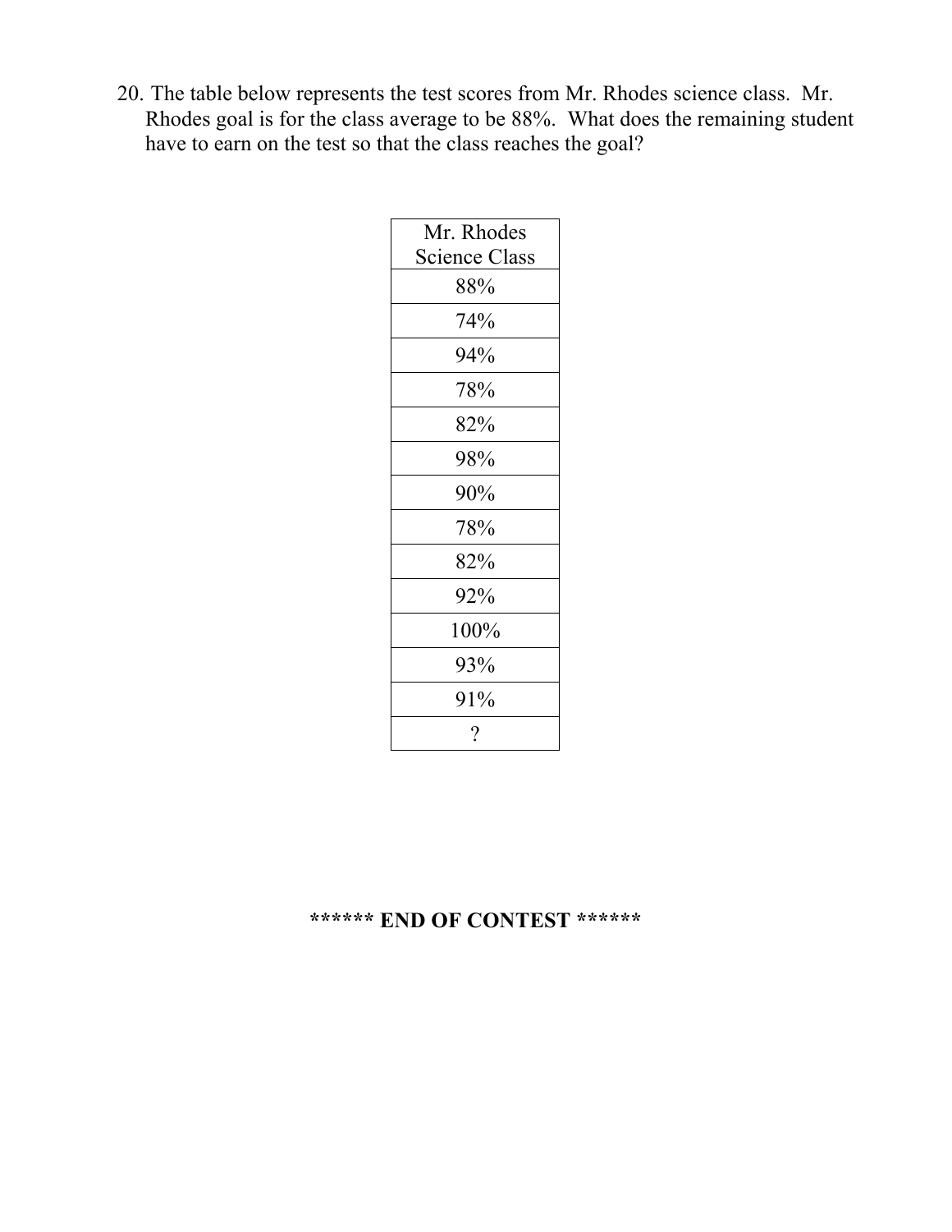20. The table below represents the test scores from Mr. Rhodes science class. Mr. Rhodes goal is for the class average to be 88%. What does the remaining student have to earn on the test so that the class reaches the goal?

| Mr. Rhodes Science Class |
|---|
| 88% |
| 74% |
| 94% |
| 78% |
| 82% |
| 98% |
| 90% |
| 78% |
| 82% |
| 92% |
| 100% |
| 93% |
| 91% |
| ? |

**\*\*\*\*\*\* END OF CONTEST \*\*\*\*\*\***